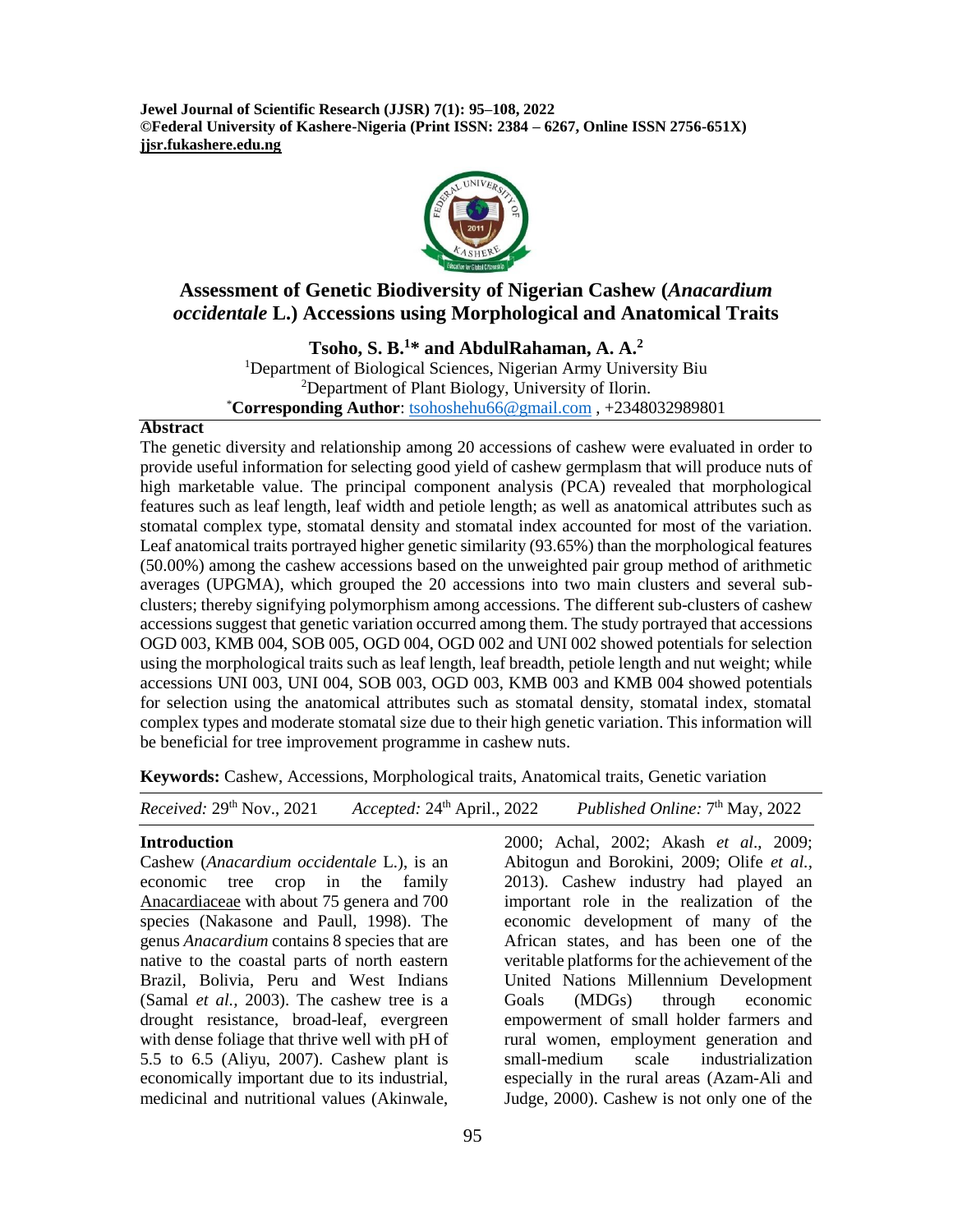# Assessment of Genetic Biodiversity of Nigerian Cashew (*Anacardium occidentale* L.) Accessions using Morphological and Anatomical Traits

**Tsoho, S. B.[1]* and AbdulRahaman, A. A.[2]**

[1]Department of Biological Sciences, Nigerian Army University Biu
[2]Department of Plant Biology, University of Ilorin.
***Corresponding Author**: tsohoshehu66@gmail.com , +2348032989801

## Abstract

The genetic diversity and relationship among 20 accessions of cashew were evaluated in order to provide useful information for selecting good yield of cashew germplasm that will produce nuts of high marketable value. The principal component analysis (PCA) revealed that morphological features such as leaf length, leaf width and petiole length; as well as anatomical attributes such as stomatal complex type, stomatal density and stomatal index accounted for most of the variation. Leaf anatomical traits portrayed higher genetic similarity (93.65%) than the morphological features (50.00%) among the cashew accessions based on the unweighted pair group method of arithmetic averages (UPGMA), which grouped the 20 accessions into two main clusters and several sub-clusters; thereby signifying polymorphism among accessions. The different sub-clusters of cashew accessions suggest that genetic variation occurred among them. The study portrayed that accessions OGD 003, KMB 004, SOB 005, OGD 004, OGD 002 and UNI 002 showed potentials for selection using the morphological traits such as leaf length, leaf breadth, petiole length and nut weight; while accessions UNI 003, UNI 004, SOB 003, OGD 003, KMB 003 and KMB 004 showed potentials for selection using the anatomical attributes such as stomatal density, stomatal index, stomatal complex types and moderate stomatal size due to their high genetic variation. This information will be beneficial for tree improvement programme in cashew nuts.

**Keywords:** Cashew, Accessions, Morphological traits, Anatomical traits, Genetic variation

*Received:* 29[th] Nov., 2021 *Accepted:* 24[th] April., 2022 *Published Online:* 7[th] May, 2022

## Introduction

Cashew (*Anacardium occidentale* L.), is an economic tree crop in the family Anacardiaceae with about 75 genera and 700 species (Nakasone and Paull, 1998). The genus *Anacardium* contains 8 species that are native to the coastal parts of north eastern Brazil, Bolivia, Peru and West Indians (Samal *et al.,* 2003). The cashew tree is a drought resistance, broad-leaf, evergreen with dense foliage that thrive well with pH of 5.5 to 6.5 (Aliyu, 2007). Cashew plant is economically important due to its industrial, medicinal and nutritional values (Akinwale, 2000; Achal, 2002; Akash *et al.,* 2009; Abitogun and Borokini, 2009; Olife *et al.,* 2013). Cashew industry had played an important role in the realization of the economic development of many of the African states, and has been one of the veritable platforms for the achievement of the United Nations Millennium Development Goals (MDGs) through economic empowerment of small holder farmers and rural women, employment generation and small-medium scale industrialization especially in the rural areas (Azam-Ali and Judge, 2000). Cashew is not only one of the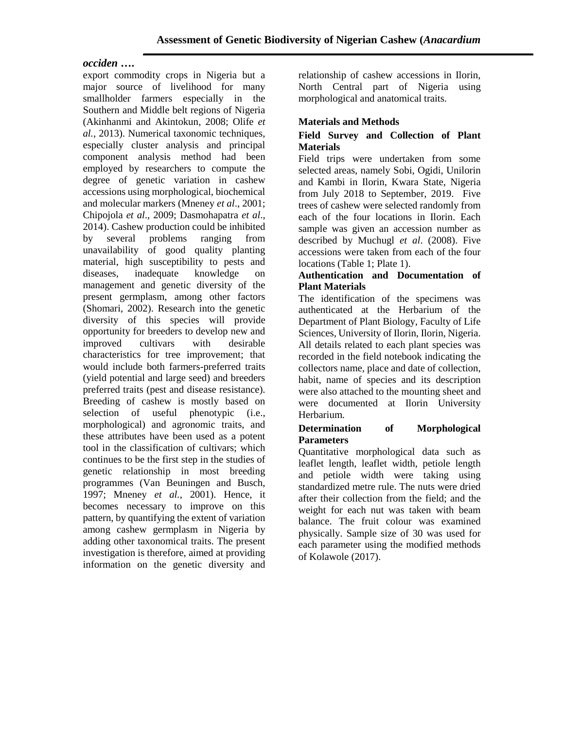export commodity crops in Nigeria but a major source of livelihood for many smallholder farmers especially in the Southern and Middle belt regions of Nigeria (Akinhanmi and Akintokun, 2008; Olife *et al.*, 2013). Numerical taxonomic techniques, especially cluster analysis and principal component analysis method had been employed by researchers to compute the degree of genetic variation in cashew accessions using morphological, biochemical and molecular markers (Mneney *et al*., 2001; Chipojola *et al*., 2009; Dasmohapatra *et al*., 2014). Cashew production could be inhibited by several problems ranging from unavailability of good quality planting material, high susceptibility to pests and diseases, inadequate knowledge on management and genetic diversity of the present germplasm, among other factors (Shomari, 2002). Research into the genetic diversity of this species will provide opportunity for breeders to develop new and improved cultivars with desirable characteristics for tree improvement; that would include both farmers-preferred traits (yield potential and large seed) and breeders preferred traits (pest and disease resistance). Breeding of cashew is mostly based on selection of useful phenotypic (i.e., morphological) and agronomic traits, and these attributes have been used as a potent tool in the classification of cultivars; which continues to be the first step in the studies of genetic relationship in most breeding programmes (Van Beuningen and Busch, 1997; Mneney *et al.*, 2001). Hence, it becomes necessary to improve on this pattern, by quantifying the extent of variation among cashew germplasm in Nigeria by adding other taxonomical traits. The present investigation is therefore, aimed at providing information on the genetic diversity and relationship of cashew accessions in Ilorin, North Central part of Nigeria using morphological and anatomical traits.

## Materials and Methods

### Field Survey and Collection of Plant Materials

Field trips were undertaken from some selected areas, namely Sobi, Ogidi, Unilorin and Kambi in Ilorin, Kwara State, Nigeria from July 2018 to September, 2019. Five trees of cashew were selected randomly from each of the four locations in Ilorin. Each sample was given an accession number as described by Muchugl *et al*. (2008). Five accessions were taken from each of the four locations (Table 1; Plate 1).

### Authentication and Documentation of Plant Materials

The identification of the specimens was authenticated at the Herbarium of the Department of Plant Biology, Faculty of Life Sciences, University of Ilorin, Ilorin, Nigeria. All details related to each plant species was recorded in the field notebook indicating the collectors name, place and date of collection, habit, name of species and its description were also attached to the mounting sheet and were documented at Ilorin University Herbarium.

### Determination of Morphological Parameters

Quantitative morphological data such as leaflet length, leaflet width, petiole length and petiole width were taking using standardized metre rule. The nuts were dried after their collection from the field; and the weight for each nut was taken with beam balance. The fruit colour was examined physically. Sample size of 30 was used for each parameter using the modified methods of Kolawole (2017).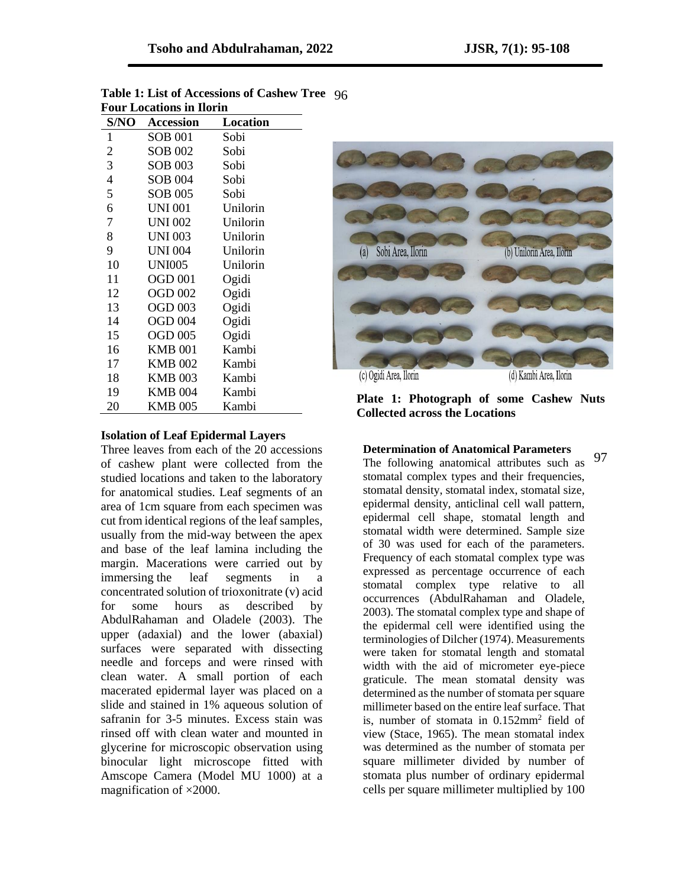**Table 1: List of Accessions of Cashew Tree Four Locations in Ilorin**

| S/NO | Accession | Location |
|---|---|---|
| 1 | SOB 001 | Sobi |
| 2 | SOB 002 | Sobi |
| 3 | SOB 003 | Sobi |
| 4 | SOB 004 | Sobi |
| 5 | SOB 005 | Sobi |
| 6 | UNI 001 | Unilorin |
| 7 | UNI 002 | Unilorin |
| 8 | UNI 003 | Unilorin |
| 9 | UNI 004 | Unilorin |
| 10 | UNI005 | Unilorin |
| 11 | OGD 001 | Ogidi |
| 12 | OGD 002 | Ogidi |
| 13 | OGD 003 | Ogidi |
| 14 | OGD 004 | Ogidi |
| 15 | OGD 005 | Ogidi |
| 16 | KMB 001 | Kambi |
| 17 | KMB 002 | Kambi |
| 18 | KMB 003 | Kambi |
| 19 | KMB 004 | Kambi |
| 20 | KMB 005 | Kambi |

(a) Sobi Area, Ilorin (b) Unilorin Area, Ilorin (c) Ogidi Area, Ilorin (d) Kambi Area, Ilorin

**Plate 1: Photograph of some Cashew Nuts Collected across the Locations**

**Isolation of Leaf Epidermal Layers**

Three leaves from each of the 20 accessions of cashew plant were collected from the studied locations and taken to the laboratory for anatomical studies. Leaf segments of an area of 1cm square from each specimen was cut from identical regions of the leaf samples, usually from the mid-way between the apex and base of the leaf lamina including the margin. Macerations were carried out by immersing the leaf segments in a concentrated solution of trioxonitrate (v) acid for some hours as described by AbdulRahaman and Oladele (2003). The upper (adaxial) and the lower (abaxial) surfaces were separated with dissecting needle and forceps and were rinsed with clean water. A small portion of each macerated epidermal layer was placed on a slide and stained in 1% aqueous solution of safranin for 3-5 minutes. Excess stain was rinsed off with clean water and mounted in glycerine for microscopic observation using binocular light microscope fitted with Amscope Camera (Model MU 1000) at a magnification of ×2000.

**Determination of Anatomical Parameters**

The following anatomical attributes such as stomatal complex types and their frequencies, stomatal density, stomatal index, stomatal size, epidermal density, anticlinal cell wall pattern, epidermal cell shape, stomatal length and stomatal width were determined. Sample size of 30 was used for each of the parameters. Frequency of each stomatal complex type was expressed as percentage occurrence of each stomatal complex type relative to all occurrences (AbdulRahaman and Oladele, 2003). The stomatal complex type and shape of the epidermal cell were identified using the terminologies of Dilcher (1974). Measurements were taken for stomatal length and stomatal width with the aid of micrometer eye-piece graticule. The mean stomatal density was determined as the number of stomata per square millimeter based on the entire leaf surface. That is, number of stomata in $0.152mm^2$ field of view (Stace, 1965). The mean stomatal index was determined as the number of stomata per square millimeter divided by number of stomata plus number of ordinary epidermal cells per square millimeter multiplied by 100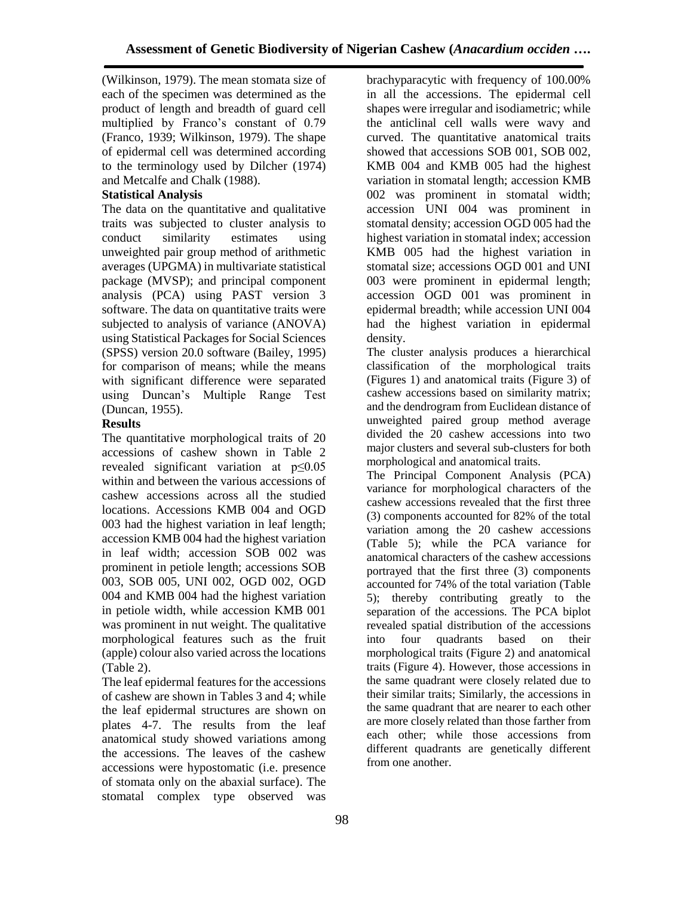(Wilkinson, 1979). The mean stomata size of each of the specimen was determined as the product of length and breadth of guard cell multiplied by Franco's constant of 0.79 (Franco, 1939; Wilkinson, 1979). The shape of epidermal cell was determined according to the terminology used by Dilcher (1974) and Metcalfe and Chalk (1988).

**Statistical Analysis**

The data on the quantitative and qualitative traits was subjected to cluster analysis to conduct similarity estimates using unweighted pair group method of arithmetic averages (UPGMA) in multivariate statistical package (MVSP); and principal component analysis (PCA) using PAST version 3 software. The data on quantitative traits were subjected to analysis of variance (ANOVA) using Statistical Packages for Social Sciences (SPSS) version 20.0 software (Bailey, 1995) for comparison of means; while the means with significant difference were separated using Duncan's Multiple Range Test (Duncan, 1955).

**Results**

The quantitative morphological traits of 20 accessions of cashew shown in Table 2 revealed significant variation at $p \leq 0.05$ within and between the various accessions of cashew accessions across all the studied locations. Accessions KMB 004 and OGD 003 had the highest variation in leaf length; accession KMB 004 had the highest variation in leaf width; accession SOB 002 was prominent in petiole length; accessions SOB 003, SOB 005, UNI 002, OGD 002, OGD 004 and KMB 004 had the highest variation in petiole width, while accession KMB 001 was prominent in nut weight. The qualitative morphological features such as the fruit (apple) colour also varied across the locations (Table 2).

The leaf epidermal features for the accessions of cashew are shown in Tables 3 and 4; while the leaf epidermal structures are shown on plates 4-7. The results from the leaf anatomical study showed variations among the accessions. The leaves of the cashew accessions were hypostomatic (i.e. presence of stomata only on the abaxial surface). The stomatal complex type observed was brachyparacytic with frequency of 100.00% in all the accessions. The epidermal cell shapes were irregular and isodiametric; while the anticlinal cell walls were wavy and curved. The quantitative anatomical traits showed that accessions SOB 001, SOB 002, KMB 004 and KMB 005 had the highest variation in stomatal length; accession KMB 002 was prominent in stomatal width; accession UNI 004 was prominent in stomatal density; accession OGD 005 had the highest variation in stomatal index; accession KMB 005 had the highest variation in stomatal size; accessions OGD 001 and UNI 003 were prominent in epidermal length; accession OGD 001 was prominent in epidermal breadth; while accession UNI 004 had the highest variation in epidermal density.

The cluster analysis produces a hierarchical classification of the morphological traits (Figures 1) and anatomical traits (Figure 3) of cashew accessions based on similarity matrix; and the dendrogram from Euclidean distance of unweighted paired group method average divided the 20 cashew accessions into two major clusters and several sub-clusters for both morphological and anatomical traits.

The Principal Component Analysis (PCA) variance for morphological characters of the cashew accessions revealed that the first three (3) components accounted for 82% of the total variation among the 20 cashew accessions (Table 5); while the PCA variance for anatomical characters of the cashew accessions portrayed that the first three (3) components accounted for 74% of the total variation (Table 5); thereby contributing greatly to the separation of the accessions. The PCA biplot revealed spatial distribution of the accessions into four quadrants based on their morphological traits (Figure 2) and anatomical traits (Figure 4). However, those accessions in the same quadrant were closely related due to their similar traits; Similarly, the accessions in the same quadrant that are nearer to each other are more closely related than those farther from each other; while those accessions from different quadrants are genetically different from one another.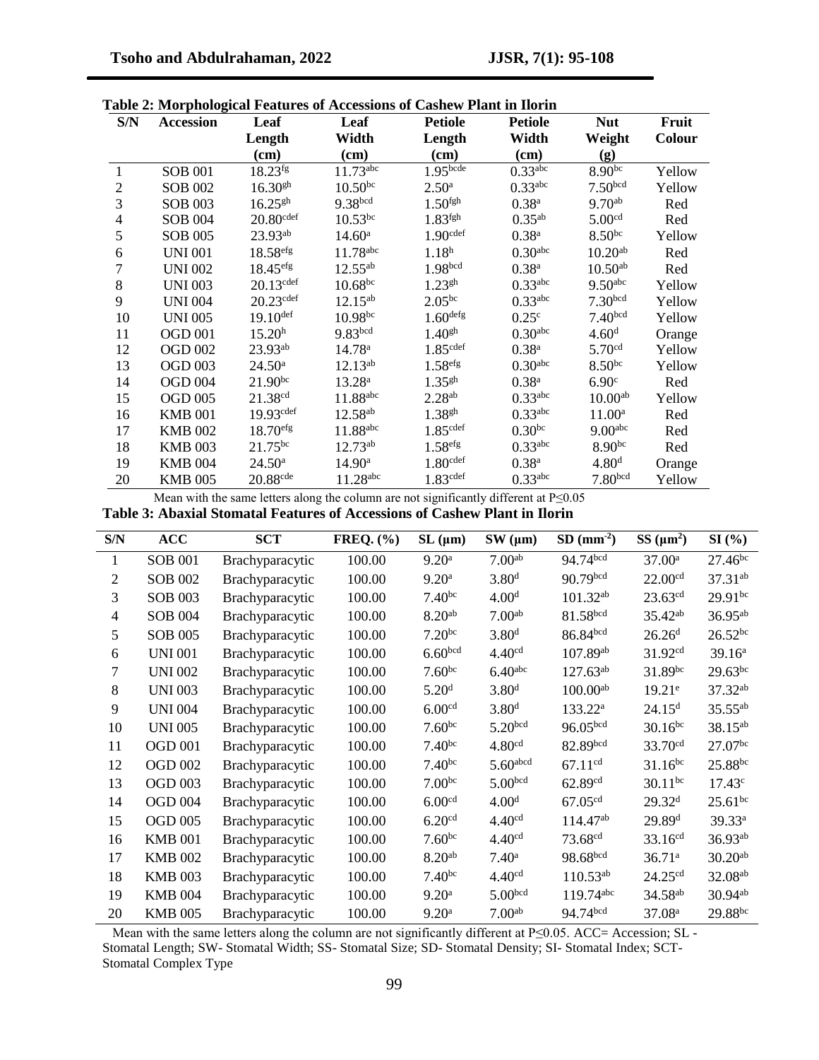**Table 2: Morphological Features of Accessions of Cashew Plant in Ilorin**

| S/N | Accession | Leaf Length (cm) | Leaf Width (cm) | Petiole Length (cm) | Petiole Width (cm) | Nut Weight (g) | Fruit Colour |
|---|---|---|---|---|---|---|---|
| 1 | SOB 001 | $18.23^{fg}$ | $11.73^{abc}$ | $1.95^{bcde}$ | $0.33^{abc}$ | $8.90^{bc}$ | Yellow |
| 2 | SOB 002 | $16.30^{gh}$ | $10.50^{bc}$ | $2.50^{a}$ | $0.33^{abc}$ | $7.50^{bcd}$ | Yellow |
| 3 | SOB 003 | $16.25^{gh}$ | $9.38^{bcd}$ | $1.50^{fgh}$ | $0.38^{a}$ | $9.70^{ab}$ | Red |
| 4 | SOB 004 | $20.80^{cdef}$ | $10.53^{bc}$ | $1.83^{fgh}$ | $0.35^{ab}$ | $5.00^{cd}$ | Red |
| 5 | SOB 005 | $23.93^{ab}$ | $14.60^{a}$ | $1.90^{cdef}$ | $0.38^{a}$ | $8.50^{bc}$ | Yellow |
| 6 | UNI 001 | $18.58^{efg}$ | $11.78^{abc}$ | $1.18^{h}$ | $0.30^{abc}$ | $10.20^{ab}$ | Red |
| 7 | UNI 002 | $18.45^{efg}$ | $12.55^{ab}$ | $1.98^{bcd}$ | $0.38^{a}$ | $10.50^{ab}$ | Red |
| 8 | UNI 003 | $20.13^{cdef}$ | $10.68^{bc}$ | $1.23^{gh}$ | $0.33^{abc}$ | $9.50^{abc}$ | Yellow |
| 9 | UNI 004 | $20.23^{cdef}$ | $12.15^{ab}$ | $2.05^{bc}$ | $0.33^{abc}$ | $7.30^{bcd}$ | Yellow |
| 10 | UNI 005 | $19.10^{def}$ | $10.98^{bc}$ | $1.60^{defg}$ | $0.25^{c}$ | $7.40^{bcd}$ | Yellow |
| 11 | OGD 001 | $15.20^{h}$ | $9.83^{bcd}$ | $1.40^{gh}$ | $0.30^{abc}$ | $4.60^{d}$ | Orange |
| 12 | OGD 002 | $23.93^{ab}$ | $14.78^{a}$ | $1.85^{cdef}$ | $0.38^{a}$ | $5.70^{cd}$ | Yellow |
| 13 | OGD 003 | $24.50^{a}$ | $12.13^{ab}$ | $1.58^{efg}$ | $0.30^{abc}$ | $8.50^{bc}$ | Yellow |
| 14 | OGD 004 | $21.90^{bc}$ | $13.28^{a}$ | $1.35^{gh}$ | $0.38^{a}$ | $6.90^{c}$ | Red |
| 15 | OGD 005 | $21.38^{cd}$ | $11.88^{abc}$ | $2.28^{ab}$ | $0.33^{abc}$ | $10.00^{ab}$ | Yellow |
| 16 | KMB 001 | $19.93^{cdef}$ | $12.58^{ab}$ | $1.38^{gh}$ | $0.33^{abc}$ | $11.00^{a}$ | Red |
| 17 | KMB 002 | $18.70^{efg}$ | $11.88^{abc}$ | $1.85^{cdef}$ | $0.30^{bc}$ | $9.00^{abc}$ | Red |
| 18 | KMB 003 | $21.75^{bc}$ | $12.73^{ab}$ | $1.58^{efg}$ | $0.33^{abc}$ | $8.90^{bc}$ | Red |
| 19 | KMB 004 | $24.50^{a}$ | $14.90^{a}$ | $1.80^{cdef}$ | $0.38^{a}$ | $4.80^{d}$ | Orange |
| 20 | KMB 005 | $20.88^{cde}$ | $11.28^{abc}$ | $1.83^{cdef}$ | $0.33^{abc}$ | $7.80^{bcd}$ | Yellow |

Mean with the same letters along the column are not significantly different at $P \leq 0.05$

**Table 3: Abaxial Stomatal Features of Accessions of Cashew Plant in Ilorin**

| S/N | ACC | SCT | FREQ. (%) | SL (μm) | SW (μm) | SD ($mm^{-2}$) | SS ($\mu m^2$) | SI (%) |
|---|---|---|---|---|---|---|---|---|
| 1 | SOB 001 | Brachyparacytic | 100.00 | $9.20^{a}$ | $7.00^{ab}$ | $94.74^{bcd}$ | $37.00^{a}$ | $27.46^{bc}$ |
| 2 | SOB 002 | Brachyparacytic | 100.00 | $9.20^{a}$ | $3.80^{d}$ | $90.79^{bcd}$ | $22.00^{cd}$ | $37.31^{ab}$ |
| 3 | SOB 003 | Brachyparacytic | 100.00 | $7.40^{bc}$ | $4.00^{d}$ | $101.32^{ab}$ | $23.63^{cd}$ | $29.91^{bc}$ |
| 4 | SOB 004 | Brachyparacytic | 100.00 | $8.20^{ab}$ | $7.00^{ab}$ | $81.58^{bcd}$ | $35.42^{ab}$ | $36.95^{ab}$ |
| 5 | SOB 005 | Brachyparacytic | 100.00 | $7.20^{bc}$ | $3.80^{d}$ | $86.84^{bcd}$ | $26.26^{d}$ | $26.52^{bc}$ |
| 6 | UNI 001 | Brachyparacytic | 100.00 | $6.60^{bcd}$ | $4.40^{cd}$ | $107.89^{ab}$ | $31.92^{cd}$ | $39.16^{a}$ |
| 7 | UNI 002 | Brachyparacytic | 100.00 | $7.60^{bc}$ | $6.40^{abc}$ | $127.63^{ab}$ | $31.89^{bc}$ | $29.63^{bc}$ |
| 8 | UNI 003 | Brachyparacytic | 100.00 | $5.20^{d}$ | $3.80^{d}$ | $100.00^{ab}$ | $19.21^{e}$ | $37.32^{ab}$ |
| 9 | UNI 004 | Brachyparacytic | 100.00 | $6.00^{cd}$ | $3.80^{d}$ | $133.22^{a}$ | $24.15^{d}$ | $35.55^{ab}$ |
| 10 | UNI 005 | Brachyparacytic | 100.00 | $7.60^{bc}$ | $5.20^{bcd}$ | $96.05^{bcd}$ | $30.16^{bc}$ | $38.15^{ab}$ |
| 11 | OGD 001 | Brachyparacytic | 100.00 | $7.40^{bc}$ | $4.80^{cd}$ | $82.89^{bcd}$ | $33.70^{cd}$ | $27.07^{bc}$ |
| 12 | OGD 002 | Brachyparacytic | 100.00 | $7.40^{bc}$ | $5.60^{abcd}$ | $67.11^{cd}$ | $31.16^{bc}$ | $25.88^{bc}$ |
| 13 | OGD 003 | Brachyparacytic | 100.00 | $7.00^{bc}$ | $5.00^{bcd}$ | $62.89^{cd}$ | $30.11^{bc}$ | $17.43^{c}$ |
| 14 | OGD 004 | Brachyparacytic | 100.00 | $6.00^{cd}$ | $4.00^{d}$ | $67.05^{cd}$ | $29.32^{d}$ | $25.61^{bc}$ |
| 15 | OGD 005 | Brachyparacytic | 100.00 | $6.20^{cd}$ | $4.40^{cd}$ | $114.47^{ab}$ | $29.89^{d}$ | $39.33^{a}$ |
| 16 | KMB 001 | Brachyparacytic | 100.00 | $7.60^{bc}$ | $4.40^{cd}$ | $73.68^{cd}$ | $33.16^{cd}$ | $36.93^{ab}$ |
| 17 | KMB 002 | Brachyparacytic | 100.00 | $8.20^{ab}$ | $7.40^{a}$ | $98.68^{bcd}$ | $36.71^{a}$ | $30.20^{ab}$ |
| 18 | KMB 003 | Brachyparacytic | 100.00 | $7.40^{bc}$ | $4.40^{cd}$ | $110.53^{ab}$ | $24.25^{cd}$ | $32.08^{ab}$ |
| 19 | KMB 004 | Brachyparacytic | 100.00 | $9.20^{a}$ | $5.00^{bcd}$ | $119.74^{abc}$ | $34.58^{ab}$ | $30.94^{ab}$ |
| 20 | KMB 005 | Brachyparacytic | 100.00 | $9.20^{a}$ | $7.00^{ab}$ | $94.74^{bcd}$ | $37.08^{a}$ | $29.88^{bc}$ |

Mean with the same letters along the column are not significantly different at $P \leq 0.05$. ACC= Accession; SL - Stomatal Length; SW- Stomatal Width; SS- Stomatal Size; SD- Stomatal Density; SI- Stomatal Index; SCT- Stomatal Complex Type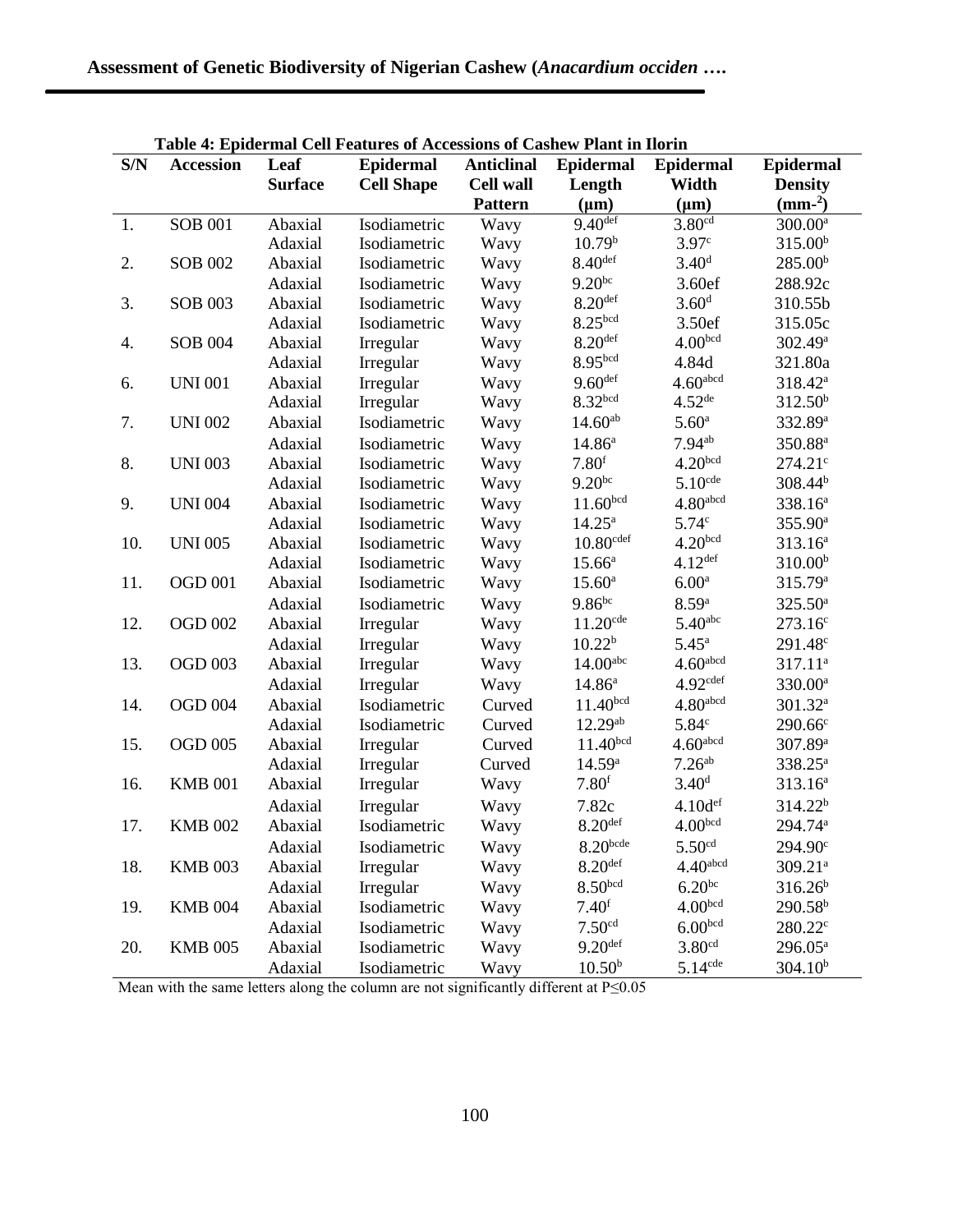**Table 4: Epidermal Cell Features of Accessions of Cashew Plant in Ilorin**

| S/N | Accession | Leaf Surface | Epidermal Cell Shape | Anticlinal Cell wall Pattern | Epidermal Length (µm) | Epidermal Width (µm) | Epidermal Density ($mm^{-2}$) |
|---|---|---|---|---|---|---|---|
| 1. | SOB 001 | Abaxial | Isodiametric | Wavy | $9.40^{def}$ | $3.80^{cd}$ | $300.00^{a}$ |
| | | Adaxial | Isodiametric | Wavy | $10.79^{b}$ | $3.97^{c}$ | $315.00^{b}$ |
| 2. | SOB 002 | Abaxial | Isodiametric | Wavy | $8.40^{def}$ | $3.40^{d}$ | $285.00^{b}$ |
| | | Adaxial | Isodiametric | Wavy | $9.20^{bc}$ | 3.60ef | 288.92c |
| 3. | SOB 003 | Abaxial | Isodiametric | Wavy | $8.20^{def}$ | $3.60^{d}$ | 310.55b |
| | | Adaxial | Isodiametric | Wavy | $8.25^{bcd}$ | 3.50ef | 315.05c |
| 4. | SOB 004 | Abaxial | Irregular | Wavy | $8.20^{def}$ | $4.00^{bcd}$ | $302.49^{a}$ |
| | | Adaxial | Irregular | Wavy | $8.95^{bcd}$ | 4.84d | 321.80a |
| 6. | UNI 001 | Abaxial | Irregular | Wavy | $9.60^{def}$ | $4.60^{abcd}$ | $318.42^{a}$ |
| | | Adaxial | Irregular | Wavy | $8.32^{bcd}$ | $4.52^{de}$ | $312.50^{b}$ |
| 7. | UNI 002 | Abaxial | Isodiametric | Wavy | $14.60^{ab}$ | $5.60^{a}$ | $332.89^{a}$ |
| | | Adaxial | Isodiametric | Wavy | $14.86^{a}$ | $7.94^{ab}$ | $350.88^{a}$ |
| 8. | UNI 003 | Abaxial | Isodiametric | Wavy | $7.80^{f}$ | $4.20^{bcd}$ | $274.21^{c}$ |
| | | Adaxial | Isodiametric | Wavy | $9.20^{bc}$ | $5.10^{cde}$ | $308.44^{b}$ |
| 9. | UNI 004 | Abaxial | Isodiametric | Wavy | $11.60^{bcd}$ | $4.80^{abcd}$ | $338.16^{a}$ |
| | | Adaxial | Isodiametric | Wavy | $14.25^{a}$ | $5.74^{c}$ | $355.90^{a}$ |
| 10. | UNI 005 | Abaxial | Isodiametric | Wavy | $10.80^{cdef}$ | $4.20^{bcd}$ | $313.16^{a}$ |
| | | Adaxial | Isodiametric | Wavy | $15.66^{a}$ | $4.12^{def}$ | $310.00^{b}$ |
| 11. | OGD 001 | Abaxial | Isodiametric | Wavy | $15.60^{a}$ | $6.00^{a}$ | $315.79^{a}$ |
| | | Adaxial | Isodiametric | Wavy | $9.86^{bc}$ | $8.59^{a}$ | $325.50^{a}$ |
| 12. | OGD 002 | Abaxial | Irregular | Wavy | $11.20^{cde}$ | $5.40^{abc}$ | $273.16^{c}$ |
| | | Adaxial | Irregular | Wavy | $10.22^{b}$ | $5.45^{a}$ | $291.48^{c}$ |
| 13. | OGD 003 | Abaxial | Irregular | Wavy | $14.00^{abc}$ | $4.60^{abcd}$ | $317.11^{a}$ |
| | | Adaxial | Irregular | Wavy | $14.86^{a}$ | $4.92^{cdef}$ | $330.00^{a}$ |
| 14. | OGD 004 | Abaxial | Isodiametric | Curved | $11.40^{bcd}$ | $4.80^{abcd}$ | $301.32^{a}$ |
| | | Adaxial | Isodiametric | Curved | $12.29^{ab}$ | $5.84^{c}$ | $290.66^{c}$ |
| 15. | OGD 005 | Abaxial | Irregular | Curved | $11.40^{bcd}$ | $4.60^{abcd}$ | $307.89^{a}$ |
| | | Adaxial | Irregular | Curved | $14.59^{a}$ | $7.26^{ab}$ | $338.25^{a}$ |
| 16. | KMB 001 | Abaxial | Irregular | Wavy | $7.80^{f}$ | $3.40^{d}$ | $313.16^{a}$ |
| | | Adaxial | Irregular | Wavy | 7.82c | $4.10d^{ef}$ | $314.22^{b}$ |
| 17. | KMB 002 | Abaxial | Isodiametric | Wavy | $8.20^{def}$ | $4.00^{bcd}$ | $294.74^{a}$ |
| | | Adaxial | Isodiametric | Wavy | $8.20^{bcde}$ | $5.50^{cd}$ | $294.90^{c}$ |
| 18. | KMB 003 | Abaxial | Irregular | Wavy | $8.20^{def}$ | $4.40^{abcd}$ | $309.21^{a}$ |
| | | Adaxial | Irregular | Wavy | $8.50^{bcd}$ | $6.20^{bc}$ | $316.26^{b}$ |
| 19. | KMB 004 | Abaxial | Isodiametric | Wavy | $7.40^{f}$ | $4.00^{bcd}$ | $290.58^{b}$ |
| | | Adaxial | Isodiametric | Wavy | $7.50^{cd}$ | $6.00^{bcd}$ | $280.22^{c}$ |
| 20. | KMB 005 | Abaxial | Isodiametric | Wavy | $9.20^{def}$ | $3.80^{cd}$ | $296.05^{a}$ |
| | | Adaxial | Isodiametric | Wavy | $10.50^{b}$ | $5.14^{cde}$ | $304.10^{b}$ |

Mean with the same letters along the column are not significantly different at $P \leq 0.05$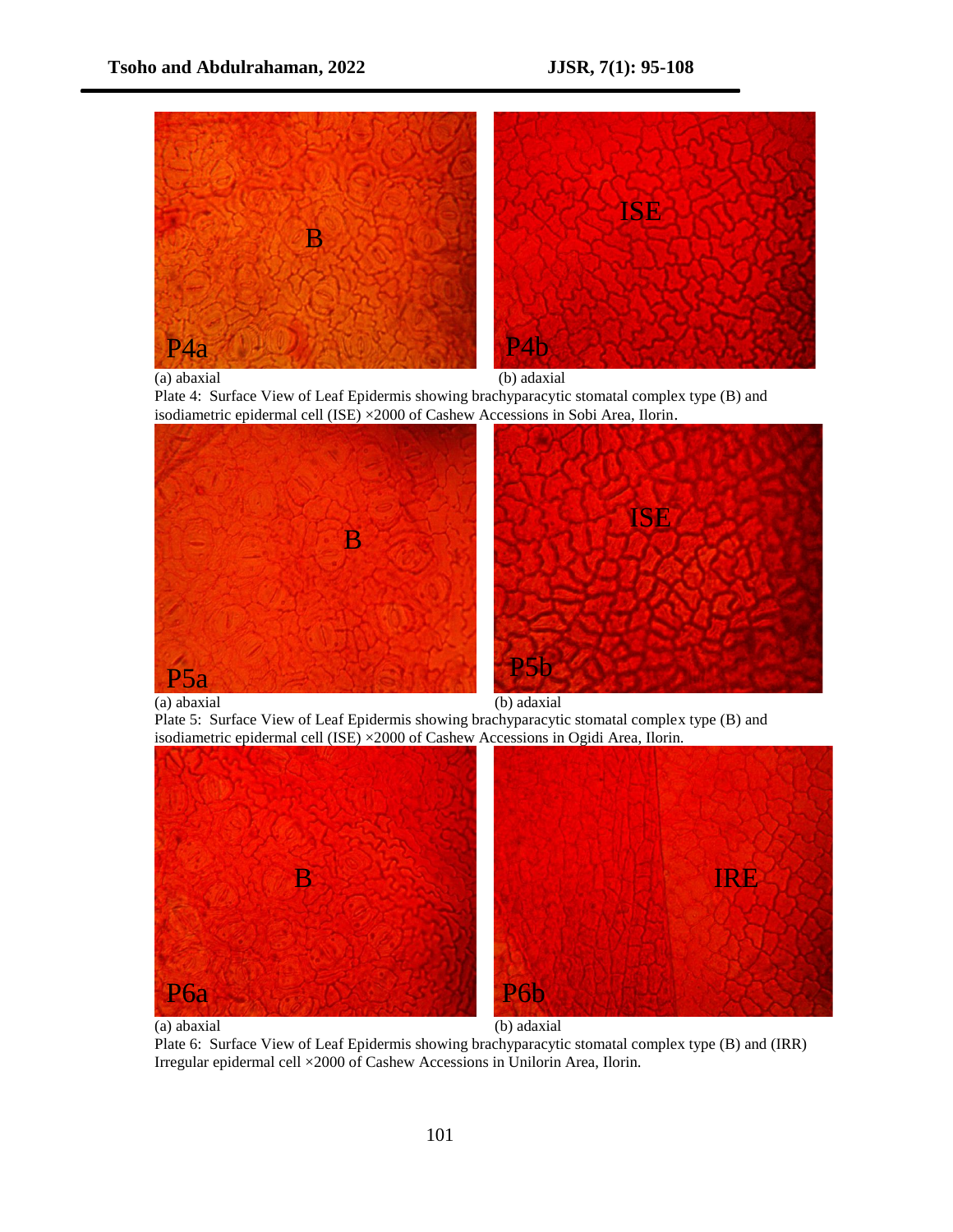(a) abaxial (b) adaxial

Plate 4: Surface View of Leaf Epidermis showing brachyparacytic stomatal complex type (B) and isodiametric epidermal cell (ISE) ×2000 of Cashew Accessions in Sobi Area, Ilorin.

(a) abaxial (b) adaxial

Plate 5: Surface View of Leaf Epidermis showing brachyparacytic stomatal complex type (B) and isodiametric epidermal cell (ISE) ×2000 of Cashew Accessions in Ogidi Area, Ilorin.

(a) abaxial (b) adaxial

Plate 6: Surface View of Leaf Epidermis showing brachyparacytic stomatal complex type (B) and (IRR) Irregular epidermal cell ×2000 of Cashew Accessions in Unilorin Area, Ilorin.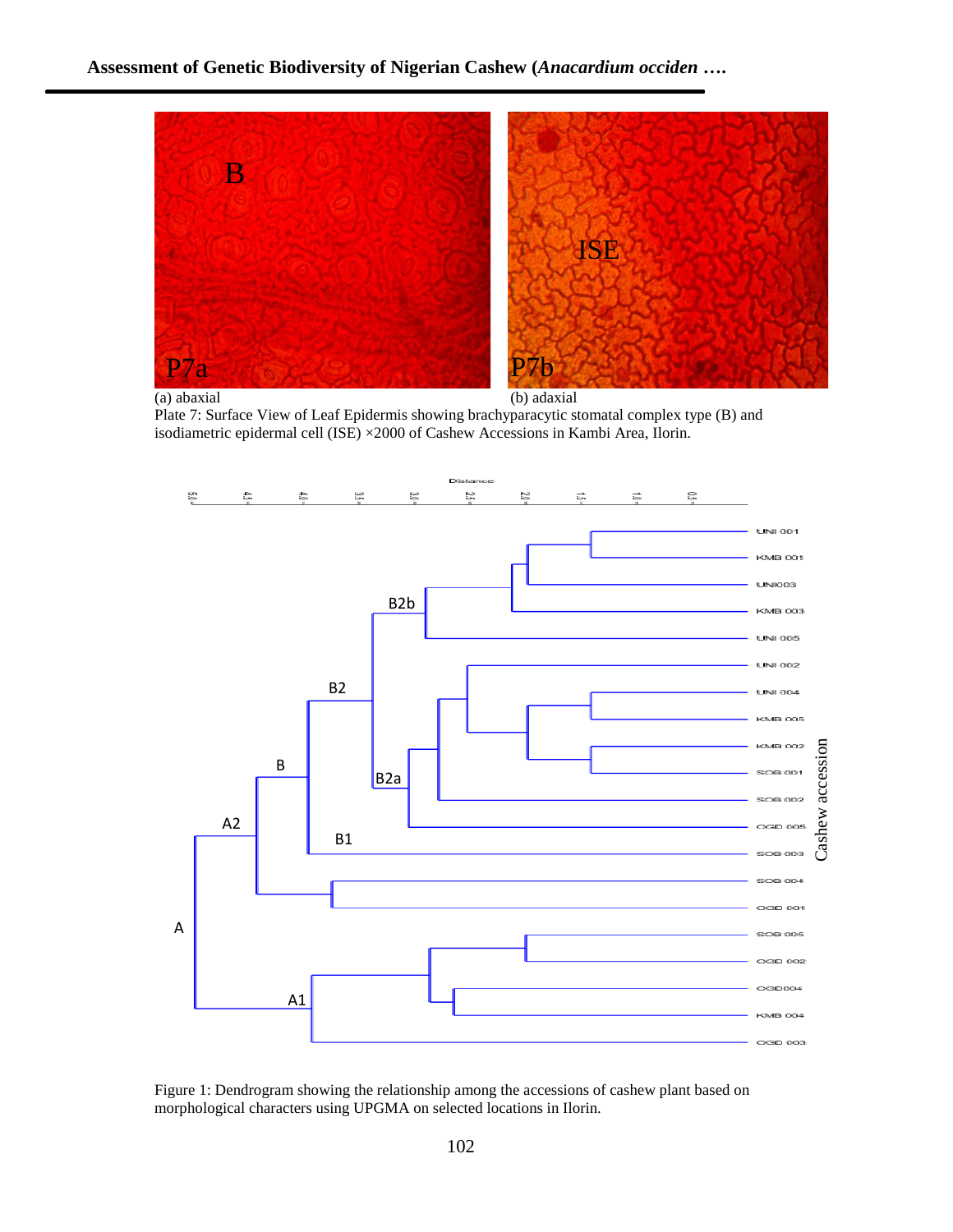(a) abaxial (b) adaxial

Plate 7: Surface View of Leaf Epidermis showing brachyparacytic stomatal complex type (B) and isodiametric epidermal cell (ISE) ×2000 of Cashew Accessions in Kambi Area, Ilorin.

Figure 1: Dendrogram showing the relationship among the accessions of cashew plant based on morphological characters using UPGMA on selected locations in Ilorin.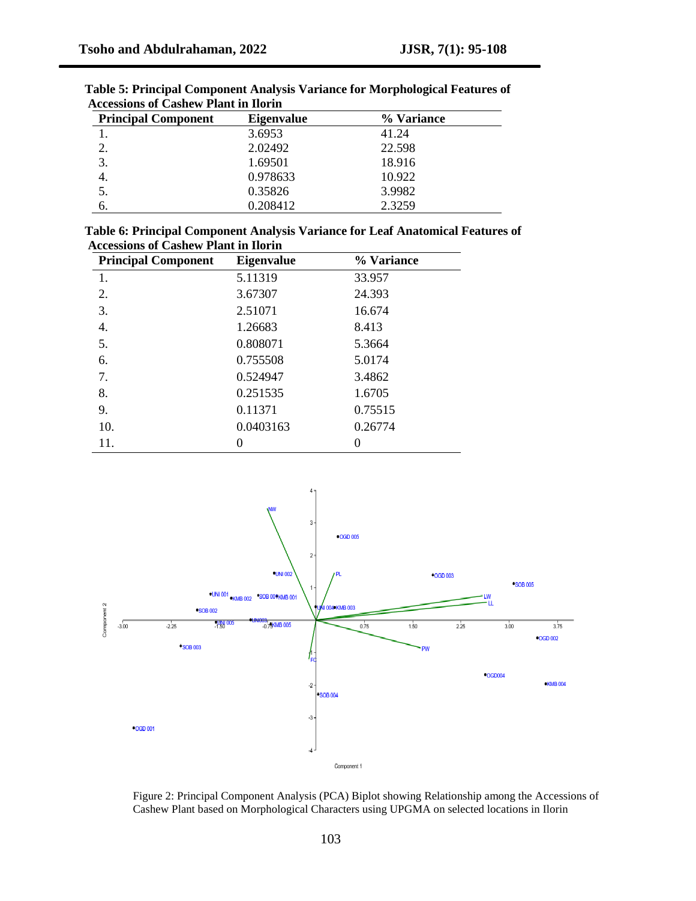**Table 5: Principal Component Analysis Variance for Morphological Features of Accessions of Cashew Plant in Ilorin**

| Principal Component | Eigenvalue | % Variance |
|---|---|---|
| 1. | 3.6953 | 41.24 |
| 2. | 2.02492 | 22.598 |
| 3. | 1.69501 | 18.916 |
| 4. | 0.978633 | 10.922 |
| 5. | 0.35826 | 3.9982 |
| 6. | 0.208412 | 2.3259 |

**Table 6: Principal Component Analysis Variance for Leaf Anatomical Features of Accessions of Cashew Plant in Ilorin**

| Principal Component | Eigenvalue | % Variance |
|---|---|---|
| 1. | 5.11319 | 33.957 |
| 2. | 3.67307 | 24.393 |
| 3. | 2.51071 | 16.674 |
| 4. | 1.26683 | 8.413 |
| 5. | 0.808071 | 5.3664 |
| 6. | 0.755508 | 5.0174 |
| 7. | 0.524947 | 3.4862 |
| 8. | 0.251535 | 1.6705 |
| 9. | 0.11371 | 0.75515 |
| 10. | 0.0403163 | 0.26774 |
| 11. | 0 | 0 |

Figure 2: Principal Component Analysis (PCA) Biplot showing Relationship among the Accessions of Cashew Plant based on Morphological Characters using UPGMA on selected locations in Ilorin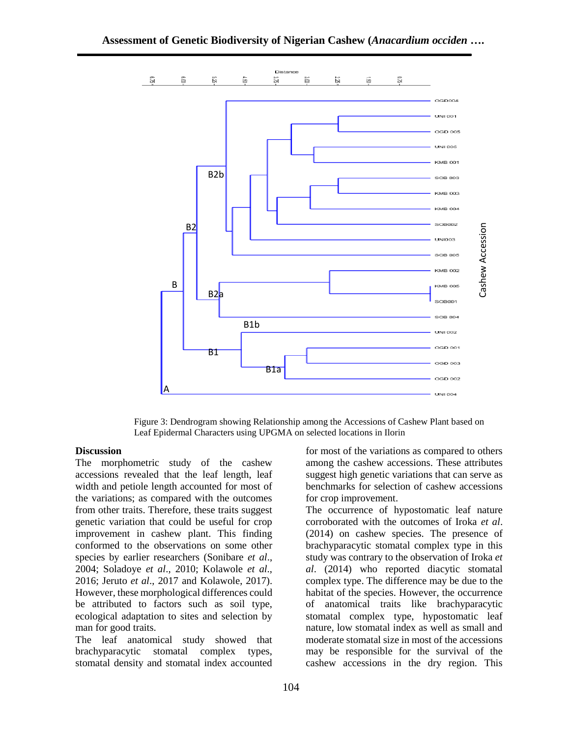Figure 3: Dendrogram showing Relationship among the Accessions of Cashew Plant based on Leaf Epidermal Characters using UPGMA on selected locations in Ilorin

## Discussion

The morphometric study of the cashew accessions revealed that the leaf length, leaf width and petiole length accounted for most of the variations; as compared with the outcomes from other traits. Therefore, these traits suggest genetic variation that could be useful for crop improvement in cashew plant. This finding conformed to the observations on some other species by earlier researchers (Sonibare *et al*., 2004; Soladoye *et al*., 2010; Kolawole *et al*., 2016; Jeruto *et al*., 2017 and Kolawole, 2017). However, these morphological differences could be attributed to factors such as soil type, ecological adaptation to sites and selection by man for good traits.

The leaf anatomical study showed that brachyparacytic stomatal complex types, stomatal density and stomatal index accounted for most of the variations as compared to others among the cashew accessions. These attributes suggest high genetic variations that can serve as benchmarks for selection of cashew accessions for crop improvement.

The occurrence of hypostomatic leaf nature corroborated with the outcomes of Iroka *et al*. (2014) on cashew species. The presence of brachyparacytic stomatal complex type in this study was contrary to the observation of Iroka *et al*. (2014) who reported diacytic stomatal complex type. The difference may be due to the habitat of the species. However, the occurrence of anatomical traits like brachyparacytic stomatal complex type, hypostomatic leaf nature, low stomatal index as well as small and moderate stomatal size in most of the accessions may be responsible for the survival of the cashew accessions in the dry region. This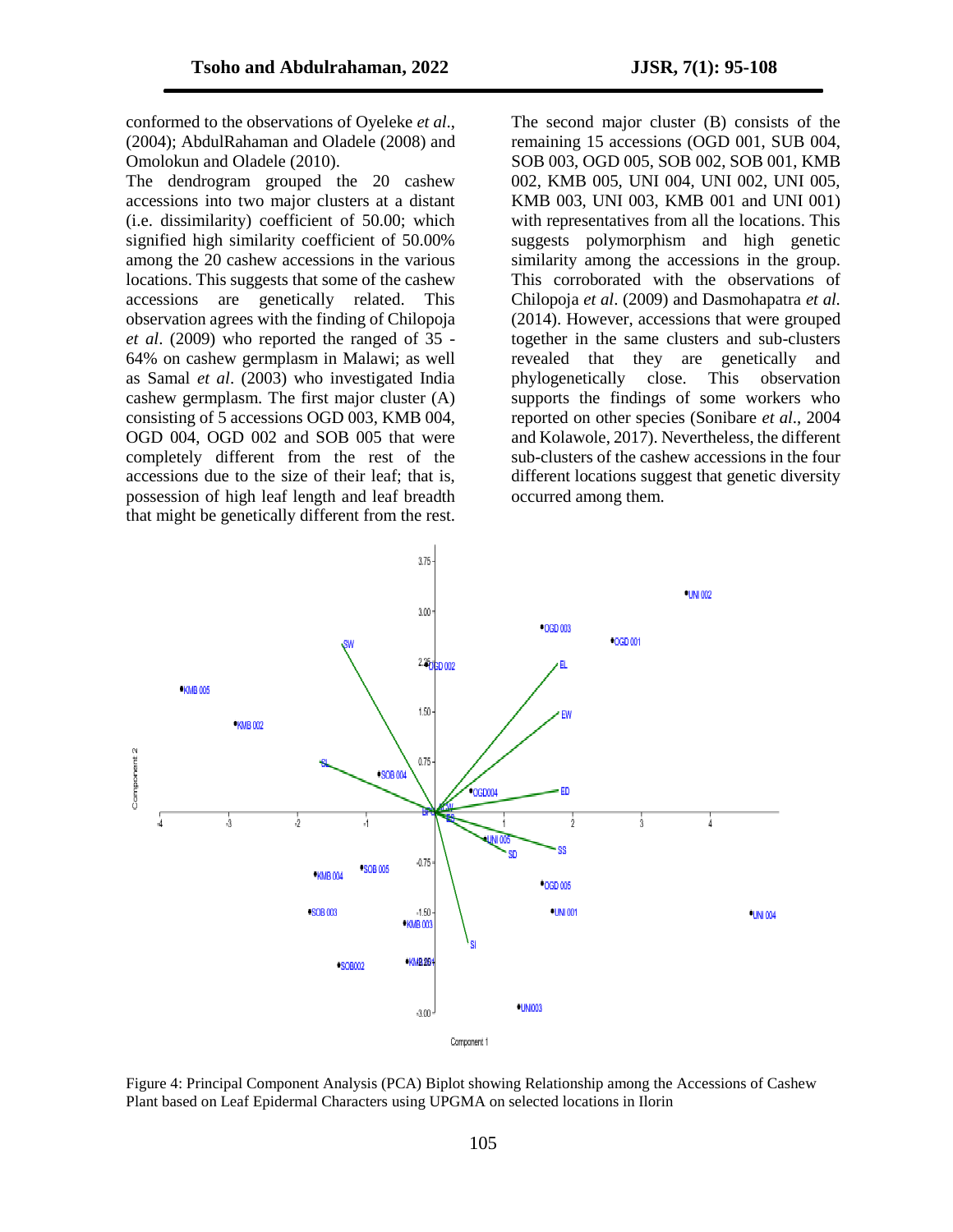conformed to the observations of Oyeleke *et al*., (2004); AbdulRahaman and Oladele (2008) and Omolokun and Oladele (2010).

The dendrogram grouped the 20 cashew accessions into two major clusters at a distant (i.e. dissimilarity) coefficient of 50.00; which signified high similarity coefficient of 50.00% among the 20 cashew accessions in the various locations. This suggests that some of the cashew accessions are genetically related. This observation agrees with the finding of Chilopoja *et al*. (2009) who reported the ranged of 35 - 64% on cashew germplasm in Malawi; as well as Samal *et al*. (2003) who investigated India cashew germplasm. The first major cluster (A) consisting of 5 accessions OGD 003, KMB 004, OGD 004, OGD 002 and SOB 005 that were completely different from the rest of the accessions due to the size of their leaf; that is, possession of high leaf length and leaf breadth that might be genetically different from the rest.

The second major cluster (B) consists of the remaining 15 accessions (OGD 001, SUB 004, SOB 003, OGD 005, SOB 002, SOB 001, KMB 002, KMB 005, UNI 004, UNI 002, UNI 005, KMB 003, UNI 003, KMB 001 and UNI 001) with representatives from all the locations. This suggests polymorphism and high genetic similarity among the accessions in the group. This corroborated with the observations of Chilopoja *et al*. (2009) and Dasmohapatra *et al.* (2014). However, accessions that were grouped together in the same clusters and sub-clusters revealed that they are genetically and phylogenetically close. This observation supports the findings of some workers who reported on other species (Sonibare *et al*., 2004 and Kolawole, 2017). Nevertheless, the different sub-clusters of the cashew accessions in the four different locations suggest that genetic diversity occurred among them.

Figure 4: Principal Component Analysis (PCA) Biplot showing Relationship among the Accessions of Cashew Plant based on Leaf Epidermal Characters using UPGMA on selected locations in Ilorin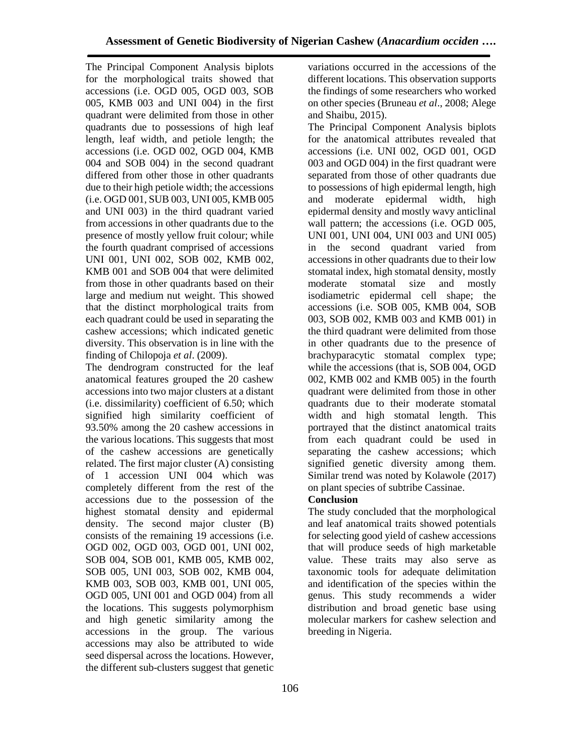The Principal Component Analysis biplots for the morphological traits showed that accessions (i.e. OGD 005, OGD 003, SOB 005, KMB 003 and UNI 004) in the first quadrant were delimited from those in other quadrants due to possessions of high leaf length, leaf width, and petiole length; the accessions (i.e. OGD 002, OGD 004, KMB 004 and SOB 004) in the second quadrant differed from other those in other quadrants due to their high petiole width; the accessions (i.e. OGD 001, SUB 003, UNI 005, KMB 005 and UNI 003) in the third quadrant varied from accessions in other quadrants due to the presence of mostly yellow fruit colour; while the fourth quadrant comprised of accessions UNI 001, UNI 002, SOB 002, KMB 002, KMB 001 and SOB 004 that were delimited from those in other quadrants based on their large and medium nut weight. This showed that the distinct morphological traits from each quadrant could be used in separating the cashew accessions; which indicated genetic diversity. This observation is in line with the finding of Chilopoja *et al*. (2009).

The dendrogram constructed for the leaf anatomical features grouped the 20 cashew accessions into two major clusters at a distant (i.e. dissimilarity) coefficient of 6.50; which signified high similarity coefficient of 93.50% among the 20 cashew accessions in the various locations. This suggests that most of the cashew accessions are genetically related. The first major cluster (A) consisting of 1 accession UNI 004 which was completely different from the rest of the accessions due to the possession of the highest stomatal density and epidermal density. The second major cluster (B) consists of the remaining 19 accessions (i.e. OGD 002, OGD 003, OGD 001, UNI 002, SOB 004, SOB 001, KMB 005, KMB 002, SOB 005, UNI 003, SOB 002, KMB 004, KMB 003, SOB 003, KMB 001, UNI 005, OGD 005, UNI 001 and OGD 004) from all the locations. This suggests polymorphism and high genetic similarity among the accessions in the group. The various accessions may also be attributed to wide seed dispersal across the locations. However, the different sub-clusters suggest that genetic variations occurred in the accessions of the different locations. This observation supports the findings of some researchers who worked on other species (Bruneau *et al*., 2008; Alege and Shaibu, 2015).

The Principal Component Analysis biplots for the anatomical attributes revealed that accessions (i.e. UNI 002, OGD 001, OGD 003 and OGD 004) in the first quadrant were separated from those of other quadrants due to possessions of high epidermal length, high and moderate epidermal width, high epidermal density and mostly wavy anticlinal wall pattern; the accessions (i.e. OGD 005, UNI 001, UNI 004, UNI 003 and UNI 005) in the second quadrant varied from accessions in other quadrants due to their low stomatal index, high stomatal density, mostly moderate stomatal size and mostly isodiametric epidermal cell shape; the accessions (i.e. SOB 005, KMB 004, SOB 003, SOB 002, KMB 003 and KMB 001) in the third quadrant were delimited from those in other quadrants due to the presence of brachyparacytic stomatal complex type; while the accessions (that is, SOB 004, OGD 002, KMB 002 and KMB 005) in the fourth quadrant were delimited from those in other quadrants due to their moderate stomatal width and high stomatal length. This portrayed that the distinct anatomical traits from each quadrant could be used in separating the cashew accessions; which signified genetic diversity among them. Similar trend was noted by Kolawole (2017) on plant species of subtribe Cassinae.

**Conclusion**

The study concluded that the morphological and leaf anatomical traits showed potentials for selecting good yield of cashew accessions that will produce seeds of high marketable value. These traits may also serve as taxonomic tools for adequate delimitation and identification of the species within the genus. This study recommends a wider distribution and broad genetic base using molecular markers for cashew selection and breeding in Nigeria.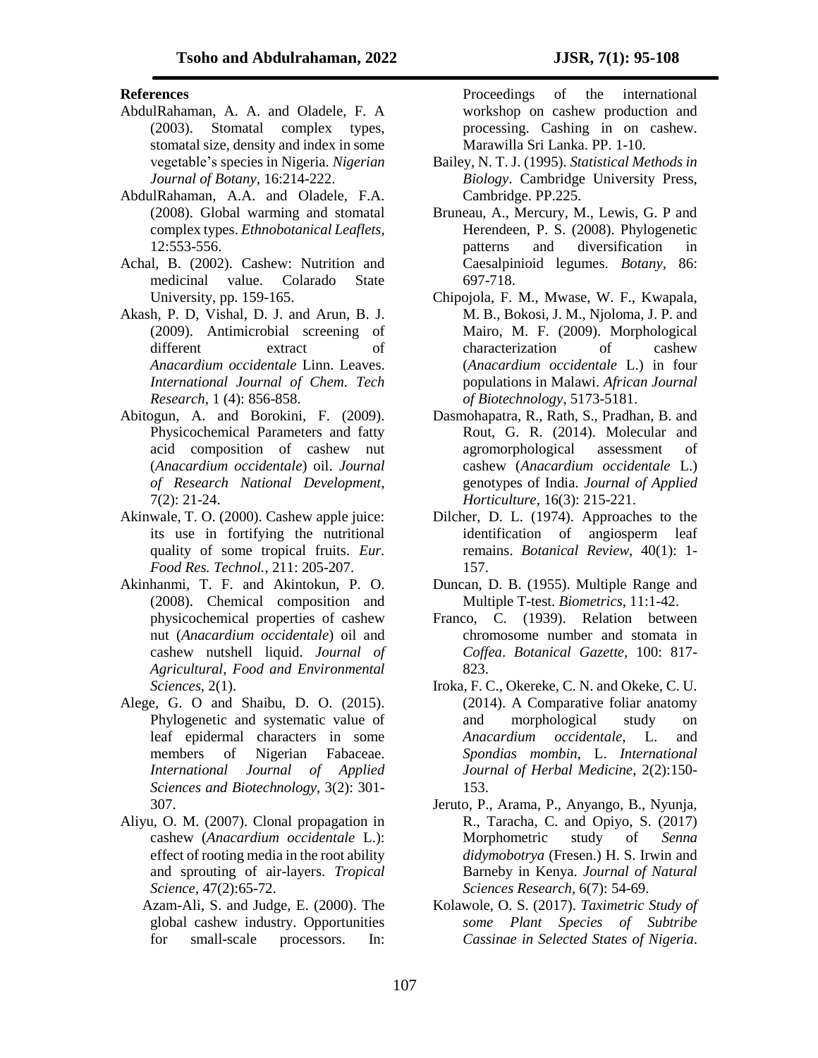## References

AbdulRahaman, A. A. and Oladele, F. A (2003). Stomatal complex types, stomatal size, density and index in some vegetable's species in Nigeria. *Nigerian Journal of Botany*, 16:214-222.

AbdulRahaman, A.A. and Oladele, F.A. (2008). Global warming and stomatal complex types. *Ethnobotanical Leaflets*, 12:553-556.

Achal, B. (2002). Cashew: Nutrition and medicinal value. Colarado State University, pp. 159-165.

Akash, P. D, Vishal, D. J. and Arun, B. J. (2009). Antimicrobial screening of different extract of *Anacardium occidentale* Linn. Leaves. *International Journal of Chem. Tech Research*, 1 (4): 856-858.

Abitogun, A. and Borokini, F. (2009). Physicochemical Parameters and fatty acid composition of cashew nut (*Anacardium occidentale*) oil. *Journal of Research National Development*, 7(2): 21-24.

Akinwale, T. O. (2000). Cashew apple juice: its use in fortifying the nutritional quality of some tropical fruits. *Eur. Food Res. Technol.*, 211: 205-207.

Akinhanmi, T. F. and Akintokun, P. O. (2008). Chemical composition and physicochemical properties of cashew nut (*Anacardium occidentale*) oil and cashew nutshell liquid. *Journal of Agricultural, Food and Environmental Sciences*, 2(1).

Alege, G. O and Shaibu, D. O. (2015). Phylogenetic and systematic value of leaf epidermal characters in some members of Nigerian Fabaceae. *International Journal of Applied Sciences and Biotechnology*, 3(2): 301-307.

Aliyu, O. M. (2007). Clonal propagation in cashew (*Anacardium occidentale* L.): effect of rooting media in the root ability and sprouting of air-layers. *Tropical Science*, 47(2):65-72.

Azam-Ali, S. and Judge, E. (2000). The global cashew industry. Opportunities for small-scale processors. In: Proceedings of the international workshop on cashew production and processing. Cashing in on cashew. Marawilla Sri Lanka. PP. 1-10.

Bailey, N. T. J. (1995). *Statistical Methods in Biology*. Cambridge University Press, Cambridge. PP.225.

Bruneau, A., Mercury, M., Lewis, G. P and Herendeen, P. S. (2008). Phylogenetic patterns and diversification in Caesalpinioid legumes. *Botany*, 86: 697-718.

Chipojola, F. M., Mwase, W. F., Kwapala, M. B., Bokosi, J. M., Njoloma, J. P. and Mairo, M. F. (2009). Morphological characterization of cashew (*Anacardium occidentale* L.) in four populations in Malawi. *African Journal of Biotechnology*, 5173-5181.

Dasmohapatra, R., Rath, S., Pradhan, B. and Rout, G. R. (2014). Molecular and agromorphological assessment of cashew (*Anacardium occidentale* L.) genotypes of India. *Journal of Applied Horticulture*, 16(3): 215-221.

Dilcher, D. L. (1974). Approaches to the identification of angiosperm leaf remains. *Botanical Review*, 40(1): 1-157.

Duncan, D. B. (1955). Multiple Range and Multiple T-test. *Biometrics*, 11:1-42.

Franco, C. (1939). Relation between chromosome number and stomata in *Coffea*. *Botanical Gazette*, 100: 817-823.

Iroka, F. C., Okereke, C. N. and Okeke, C. U. (2014). A Comparative foliar anatomy and morphological study on *Anacardium occidentale*, L. and *Spondias mombin*, L. *International Journal of Herbal Medicine*, 2(2):150-153.

Jeruto, P., Arama, P., Anyango, B., Nyunja, R., Taracha, C. and Opiyo, S. (2017) Morphometric study of *Senna didymobotrya* (Fresen.) H. S. Irwin and Barneby in Kenya. *Journal of Natural Sciences Research*, 6(7): 54-69.

Kolawole, O. S. (2017). *Taximetric Study of some Plant Species of Subtribe Cassinae in Selected States of Nigeria*.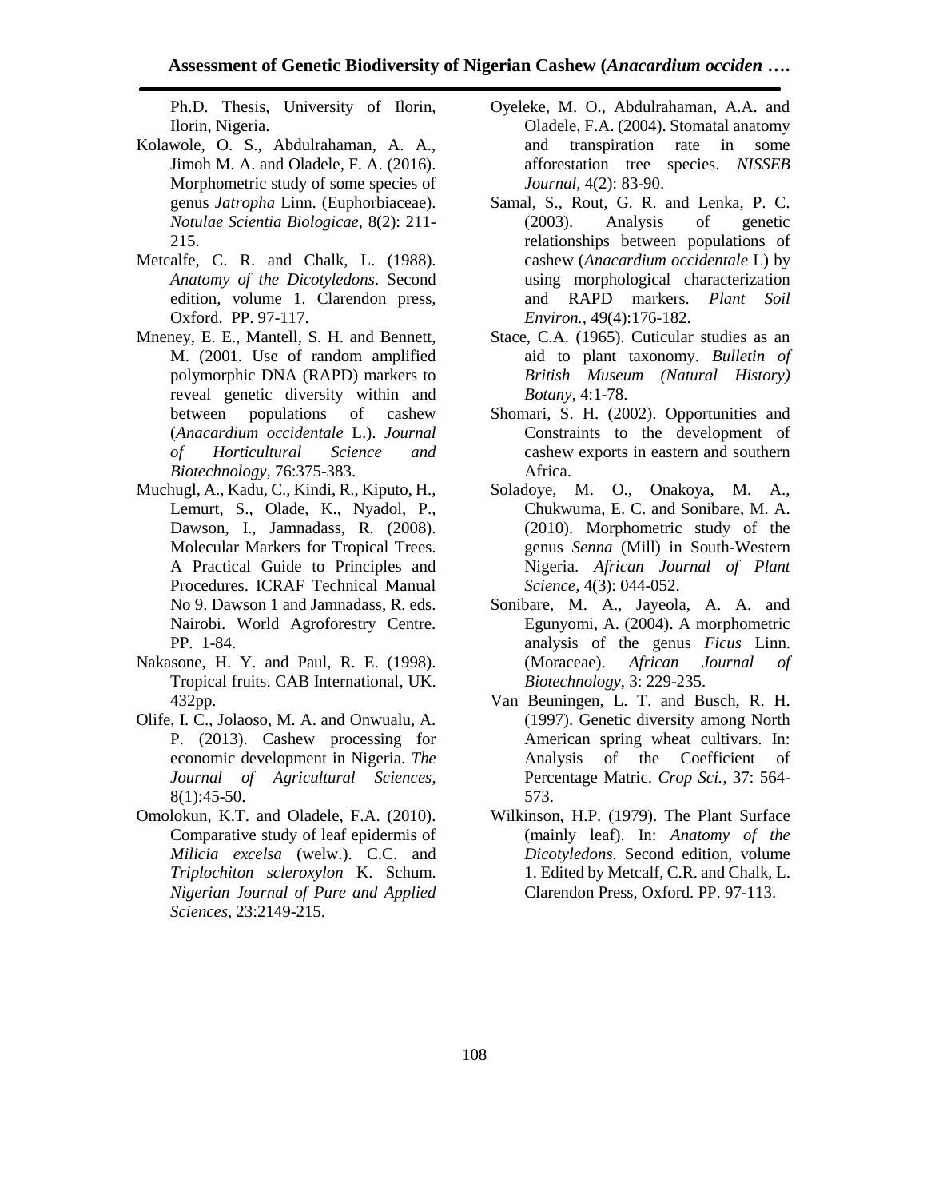Ph.D. Thesis, University of Ilorin, Ilorin, Nigeria.

Kolawole, O. S., Abdulrahaman, A. A., Jimoh M. A. and Oladele, F. A. (2016). Morphometric study of some species of genus *Jatropha* Linn. (Euphorbiaceae). *Notulae Scientia Biologicae*, 8(2): 211-215.

Metcalfe, C. R. and Chalk, L. (1988). *Anatomy of the Dicotyledons*. Second edition, volume 1. Clarendon press, Oxford. PP. 97-117.

Mneney, E. E., Mantell, S. H. and Bennett, M. (2001. Use of random amplified polymorphic DNA (RAPD) markers to reveal genetic diversity within and between populations of cashew (*Anacardium occidentale* L.). *Journal of Horticultural Science and Biotechnology*, 76:375-383.

Muchugl, A., Kadu, C., Kindi, R., Kiputo, H., Lemurt, S., Olade, K., Nyadol, P., Dawson, I., Jamnadass, R. (2008). Molecular Markers for Tropical Trees. A Practical Guide to Principles and Procedures. ICRAF Technical Manual No 9. Dawson 1 and Jamnadass, R. eds. Nairobi. World Agroforestry Centre. PP. 1-84.

Nakasone, H. Y. and Paul, R. E. (1998). Tropical fruits. CAB International, UK. 432pp.

Olife, I. C., Jolaoso, M. A. and Onwualu, A. P. (2013). Cashew processing for economic development in Nigeria. *The Journal of Agricultural Sciences*, 8(1):45-50.

Omolokun, K.T. and Oladele, F.A. (2010). Comparative study of leaf epidermis of *Milicia excelsa* (welw.). C.C. and *Triplochiton scleroxylon* K. Schum. *Nigerian Journal of Pure and Applied Sciences*, 23:2149-215.

Oyeleke, M. O., Abdulrahaman, A.A. and Oladele, F.A. (2004). Stomatal anatomy and transpiration rate in some afforestation tree species. *NISSEB Journal,* 4(2): 83-90.

Samal, S., Rout, G. R. and Lenka, P. C. (2003). Analysis of genetic relationships between populations of cashew (*Anacardium occidentale* L) by using morphological characterization and RAPD markers. *Plant Soil Environ.*, 49(4):176-182.

Stace, C.A. (1965). Cuticular studies as an aid to plant taxonomy. *Bulletin of British Museum (Natural History) Botany*, 4:1-78.

Shomari, S. H. (2002). Opportunities and Constraints to the development of cashew exports in eastern and southern Africa.

Soladoye, M. O., Onakoya, M. A., Chukwuma, E. C. and Sonibare, M. A. (2010). Morphometric study of the genus *Senna* (Mill) in South-Western Nigeria. *African Journal of Plant Science,* 4(3): 044-052.

Sonibare, M. A., Jayeola, A. A. and Egunyomi, A. (2004). A morphometric analysis of the genus *Ficus* Linn. (Moraceae). *African Journal of Biotechnology*, 3: 229-235.

Van Beuningen, L. T. and Busch, R. H. (1997). Genetic diversity among North American spring wheat cultivars. In: Analysis of the Coefficient of Percentage Matric. *Crop Sci.*, 37: 564-573.

Wilkinson, H.P. (1979). The Plant Surface (mainly leaf). In: *Anatomy of the Dicotyledons*. Second edition, volume 1. Edited by Metcalf, C.R. and Chalk, L. Clarendon Press, Oxford. PP. 97-113.